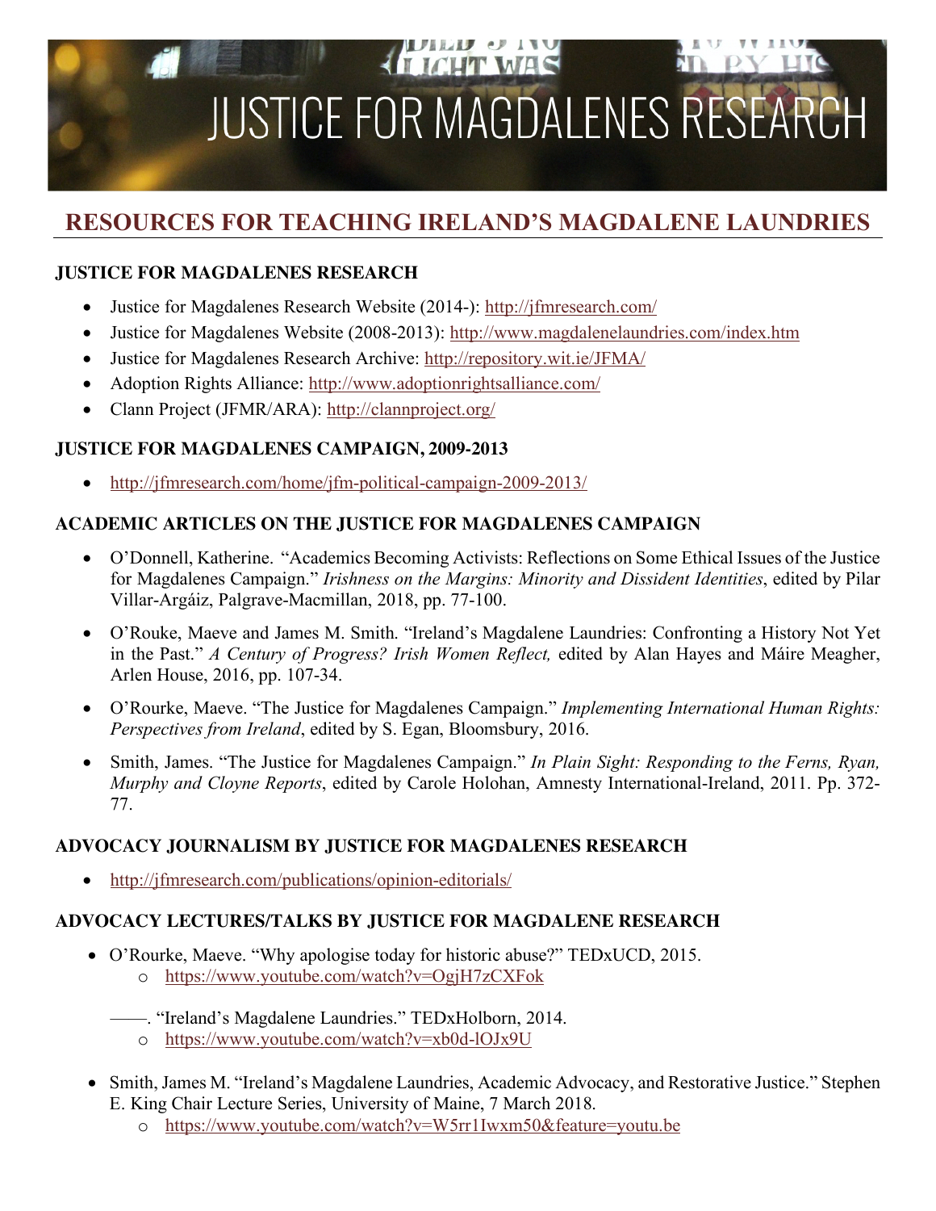# JUSTICE FOR MAGDALENES RESEARCH

## RESOURCES FOR TEACHING IRELAND'S MAGDALENE LAUNDRIES

### JUSTICE FOR MAGDALENES RESEARCH

- Justice for Magdalenes Research Website (2014-): http://jfmresearch.com/
- Justice for Magdalenes Website (2008-2013): http://www.magdalenelaundries.com/index.htm
- Justice for Magdalenes Research Archive: http://repository.wit.ie/JFMA/
- Adoption Rights Alliance: http://www.adoptionrightsalliance.com/
- Clann Project (JFMR/ARA): http://clannproject.org/

### JUSTICE FOR MAGDALENES CAMPAIGN, 2009-2013

- http://jfmresearch.com/home/jfm-political-campaign-2009-2013/

### ACADEMIC ARTICLES ON THE JUSTICE FOR MAGDALENES CAMPAIGN

- O'Donnell, Katherine. "Academics Becoming Activists: Reflections on Some Ethical Issues of the Justice for Magdalenes Campaign." *Irishness on the Margins: Minority and Dissident Identities*, edited by Pilar Villar-Argáiz, Palgrave-Macmillan, 2018, pp. 77-100.
- O'Rouke, Maeve and James M. Smith. "Ireland's Magdalene Laundries: Confronting a History Not Yet in the Past." *A Century of Progress? Irish Women Reflect,* edited by Alan Hayes and Máire Meagher, Arlen House, 2016, pp. 107-34.
- O'Rourke, Maeve. "The Justice for Magdalenes Campaign." *Implementing International Human Rights: Perspectives from Ireland*, edited by S. Egan, Bloomsbury, 2016.
- Smith, James. "The Justice for Magdalenes Campaign." *In Plain Sight: Responding to the Ferns, Ryan, Murphy and Cloyne Reports*, edited by Carole Holohan, Amnesty International-Ireland, 2011. Pp. 372-77.

### ADVOCACY JOURNALISM BY JUSTICE FOR MAGDALENES RESEARCH

- http://jfmresearch.com/publications/opinion-editorials/

### ADVOCACY LECTURES/TALKS BY JUSTICE FOR MAGDALENE RESEARCH

- O'Rourke, Maeve. "Why apologise today for historic abuse?" TEDxUCD, 2015.
  - https://www.youtube.com/watch?v=OgjH7zCXFok

  ——. "Ireland's Magdalene Laundries." TEDxHolborn, 2014.
  - https://www.youtube.com/watch?v=xb0d-lOJx9U

- Smith, James M. "Ireland's Magdalene Laundries, Academic Advocacy, and Restorative Justice." Stephen E. King Chair Lecture Series, University of Maine, 7 March 2018.
  - https://www.youtube.com/watch?v=W5rr1Iwxm50&feature=youtu.be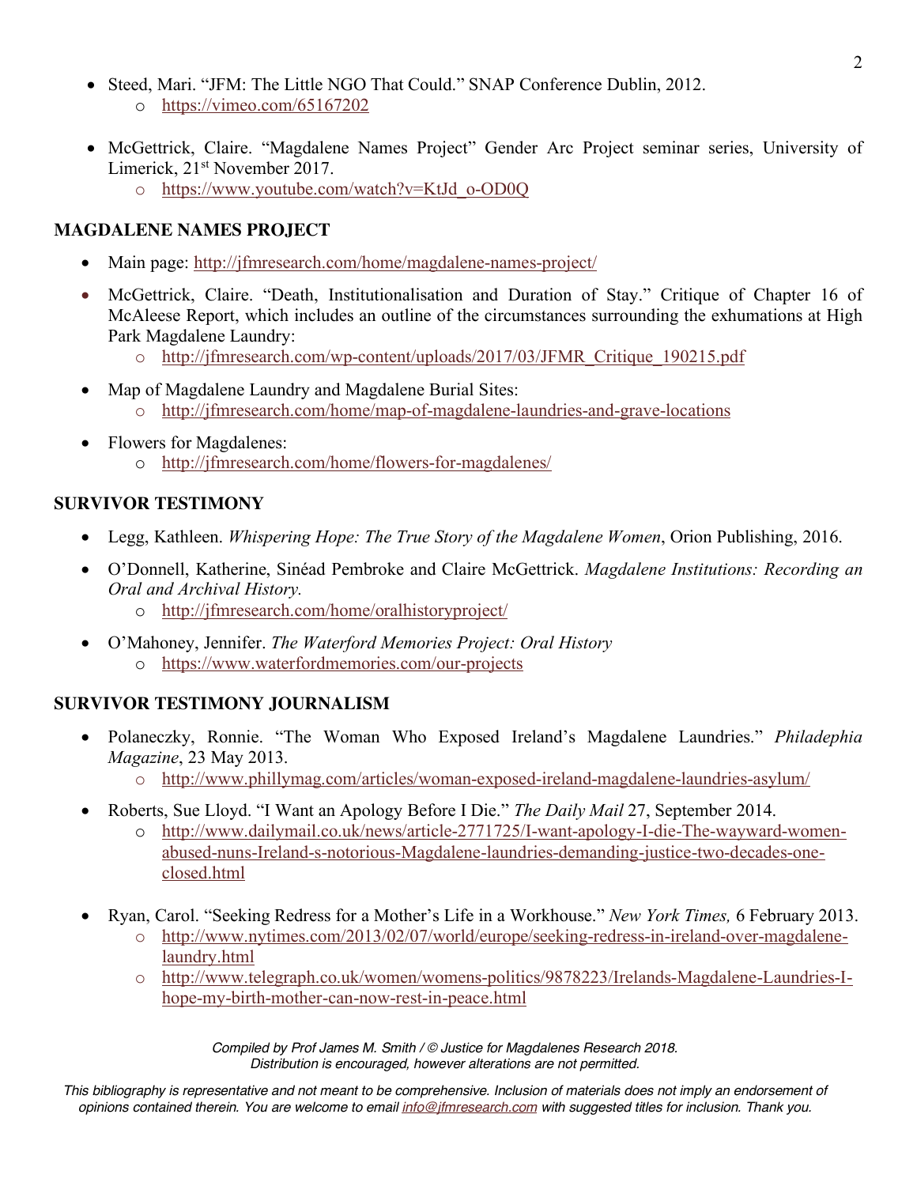- Steed, Mari. "JFM: The Little NGO That Could." SNAP Conference Dublin, 2012.
  - https://vimeo.com/65167202

- McGettrick, Claire. "Magdalene Names Project" Gender Arc Project seminar series, University of Limerick, 21st November 2017.
  - https://www.youtube.com/watch?v=KtJd_o-OD0Q

## MAGDALENE NAMES PROJECT

- Main page: http://jfmresearch.com/home/magdalene-names-project/
- McGettrick, Claire. "Death, Institutionalisation and Duration of Stay." Critique of Chapter 16 of McAleese Report, which includes an outline of the circumstances surrounding the exhumations at High Park Magdalene Laundry:
  - http://jfmresearch.com/wp-content/uploads/2017/03/JFMR_Critique_190215.pdf
- Map of Magdalene Laundry and Magdalene Burial Sites:
  - http://jfmresearch.com/home/map-of-magdalene-laundries-and-grave-locations
- Flowers for Magdalenes:
  - http://jfmresearch.com/home/flowers-for-magdalenes/

## SURVIVOR TESTIMONY

- Legg, Kathleen. *Whispering Hope: The True Story of the Magdalene Women*, Orion Publishing, 2016.
- O'Donnell, Katherine, Sinéad Pembroke and Claire McGettrick. *Magdalene Institutions: Recording an Oral and Archival History.*
  - http://jfmresearch.com/home/oralhistoryproject/
- O'Mahoney, Jennifer. *The Waterford Memories Project: Oral History*
  - https://www.waterfordmemories.com/our-projects

## SURVIVOR TESTIMONY JOURNALISM

- Polaneczky, Ronnie. "The Woman Who Exposed Ireland's Magdalene Laundries." *Philadephia Magazine*, 23 May 2013.
  - http://www.phillymag.com/articles/woman-exposed-ireland-magdalene-laundries-asylum/
- Roberts, Sue Lloyd. "I Want an Apology Before I Die." *The Daily Mail* 27, September 2014.
  - http://www.dailymail.co.uk/news/article-2771725/I-want-apology-I-die-The-wayward-women-abused-nuns-Ireland-s-notorious-Magdalene-laundries-demanding-justice-two-decades-one-closed.html

- Ryan, Carol. "Seeking Redress for a Mother's Life in a Workhouse." *New York Times,* 6 February 2013.
  - http://www.nytimes.com/2013/02/07/world/europe/seeking-redress-in-ireland-over-magdalene-laundry.html
  - http://www.telegraph.co.uk/women/womens-politics/9878223/Irelands-Magdalene-Laundries-I-hope-my-birth-mother-can-now-rest-in-peace.html

*Compiled by Prof James M. Smith / © Justice for Magdalenes Research 2018. Distribution is encouraged, however alterations are not permitted.*

*This bibliography is representative and not meant to be comprehensive. Inclusion of materials does not imply an endorsement of opinions contained therein. You are welcome to email info@jfmresearch.com with suggested titles for inclusion. Thank you.*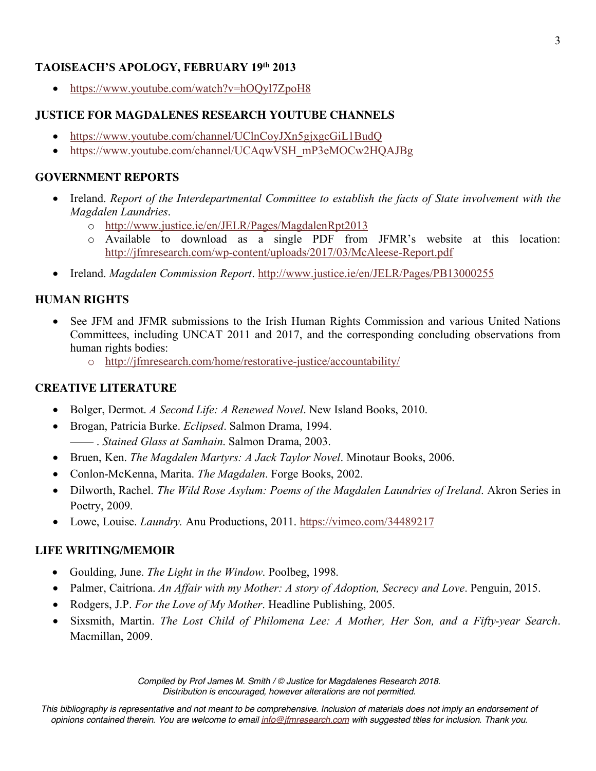## TAOISEACH'S APOLOGY, FEBRUARY 19th 2013

- https://www.youtube.com/watch?v=hOQyl7ZpoH8

## JUSTICE FOR MAGDALENES RESEARCH YOUTUBE CHANNELS

- https://www.youtube.com/channel/UClnCoyJXn5gjxgcGiL1BudQ
- https://www.youtube.com/channel/UCAqwVSH_mP3eMOCw2HQAJBg

## GOVERNMENT REPORTS

- Ireland. *Report of the Interdepartmental Committee to establish the facts of State involvement with the Magdalen Laundries*.
  - http://www.justice.ie/en/JELR/Pages/MagdalenRpt2013
  - Available to download as a single PDF from JFMR's website at this location: http://jfmresearch.com/wp-content/uploads/2017/03/McAleese-Report.pdf
- Ireland. *Magdalen Commission Report*. http://www.justice.ie/en/JELR/Pages/PB13000255

## HUMAN RIGHTS

- See JFM and JFMR submissions to the Irish Human Rights Commission and various United Nations Committees, including UNCAT 2011 and 2017, and the corresponding concluding observations from human rights bodies:
  - http://jfmresearch.com/home/restorative-justice/accountability/

## CREATIVE LITERATURE

- Bolger, Dermot. *A Second Life: A Renewed Novel*. New Island Books, 2010.
- Brogan, Patricia Burke. *Eclipsed*. Salmon Drama, 1994.
  —— . *Stained Glass at Samhain*. Salmon Drama, 2003.
- Bruen, Ken. *The Magdalen Martyrs: A Jack Taylor Novel*. Minotaur Books, 2006.
- Conlon-McKenna, Marita. *The Magdalen*. Forge Books, 2002.
- Dilworth, Rachel. *The Wild Rose Asylum: Poems of the Magdalen Laundries of Ireland*. Akron Series in Poetry, 2009.
- Lowe, Louise. *Laundry.* Anu Productions, 2011. https://vimeo.com/34489217

## LIFE WRITING/MEMOIR

- Goulding, June. *The Light in the Window*. Poolbeg, 1998.
- Palmer, Caitríona. *An Affair with my Mother: A story of Adoption, Secrecy and Love*. Penguin, 2015.
- Rodgers, J.P. *For the Love of My Mother*. Headline Publishing, 2005.
- Sixsmith, Martin. *The Lost Child of Philomena Lee: A Mother, Her Son, and a Fifty-year Search*. Macmillan, 2009.

*Compiled by Prof James M. Smith / © Justice for Magdalenes Research 2018.*
*Distribution is encouraged, however alterations are not permitted.*

*This bibliography is representative and not meant to be comprehensive. Inclusion of materials does not imply an endorsement of opinions contained therein. You are welcome to email info@jfmresearch.com with suggested titles for inclusion. Thank you.*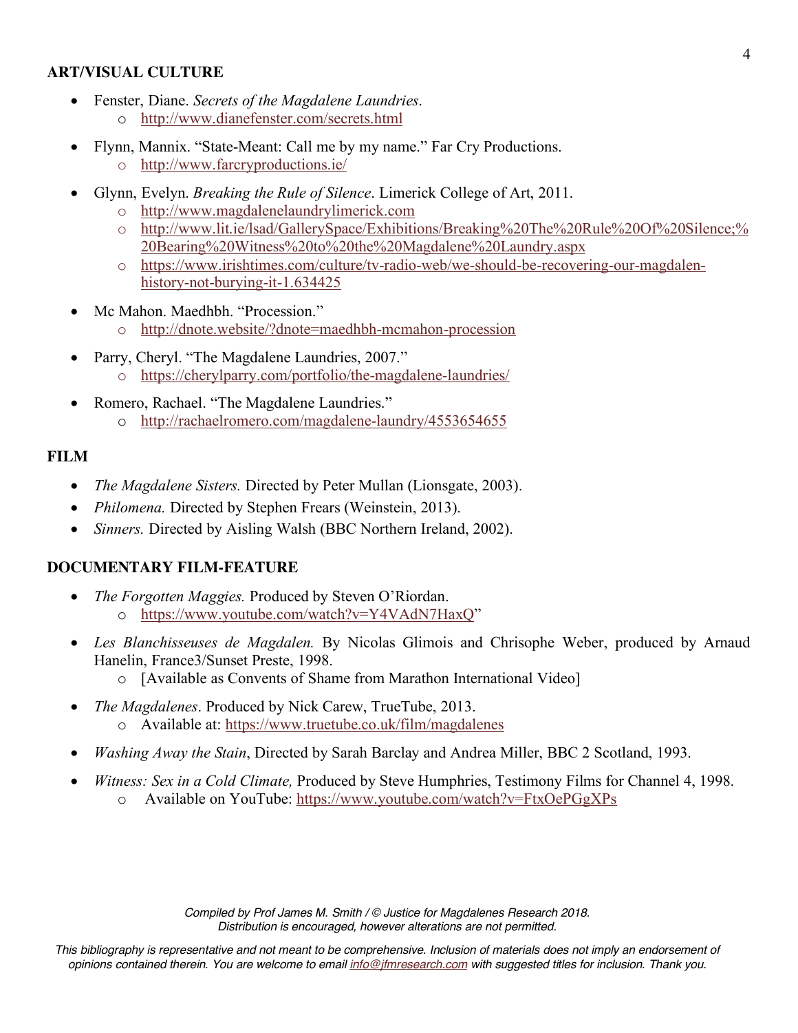## ART/VISUAL CULTURE

- Fenster, Diane. *Secrets of the Magdalene Laundries*.
  - http://www.dianefenster.com/secrets.html
- Flynn, Mannix. "State-Meant: Call me by my name." Far Cry Productions.
  - http://www.farcryproductions.ie/
- Glynn, Evelyn. *Breaking the Rule of Silence*. Limerick College of Art, 2011.
  - http://www.magdalenelaundrylimerick.com
  - http://www.lit.ie/lsad/GallerySpace/Exhibitions/Breaking%20The%20Rule%20Of%20Silence;%20Bearing%20Witness%20to%20the%20Magdalene%20Laundry.aspx
  - https://www.irishtimes.com/culture/tv-radio-web/we-should-be-recovering-our-magdalen-history-not-burying-it-1.634425
- Mc Mahon. Maedhbh. "Procession."
  - http://dnote.website/?dnote=maedhbh-mcmahon-procession
- Parry, Cheryl. "The Magdalene Laundries, 2007."
  - https://cherylparry.com/portfolio/the-magdalene-laundries/
- Romero, Rachael. "The Magdalene Laundries."
  - http://rachaelromero.com/magdalene-laundry/4553654655

## FILM

- *The Magdalene Sisters.* Directed by Peter Mullan (Lionsgate, 2003).
- *Philomena.* Directed by Stephen Frears (Weinstein, 2013).
- *Sinners.* Directed by Aisling Walsh (BBC Northern Ireland, 2002).

## DOCUMENTARY FILM-FEATURE

- *The Forgotten Maggies.* Produced by Steven O'Riordan.
  - https://www.youtube.com/watch?v=Y4VAdN7HaxQ"
- *Les Blanchisseuses de Magdalen.* By Nicolas Glimois and Chrisophe Weber, produced by Arnaud Hanelin, France3/Sunset Preste, 1998.
  - [Available as Convents of Shame from Marathon International Video]
- *The Magdalenes*. Produced by Nick Carew, TrueTube, 2013.
  - Available at: https://www.truetube.co.uk/film/magdalenes
- *Washing Away the Stain*, Directed by Sarah Barclay and Andrea Miller, BBC 2 Scotland, 1993.
- *Witness: Sex in a Cold Climate,* Produced by Steve Humphries, Testimony Films for Channel 4, 1998.
  - Available on YouTube: https://www.youtube.com/watch?v=FtxOePGgXPs

*Compiled by Prof James M. Smith / © Justice for Magdalenes Research 2018.*
*Distribution is encouraged, however alterations are not permitted.*

*This bibliography is representative and not meant to be comprehensive. Inclusion of materials does not imply an endorsement of opinions contained therein. You are welcome to email info@jfmresearch.com with suggested titles for inclusion. Thank you.*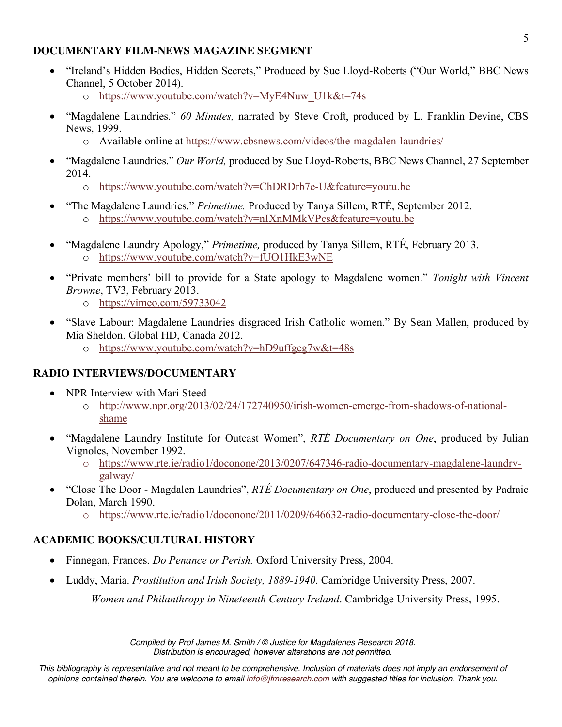## DOCUMENTARY FILM-NEWS MAGAZINE SEGMENT

- "Ireland's Hidden Bodies, Hidden Secrets," Produced by Sue Lloyd-Roberts ("Our World," BBC News Channel, 5 October 2014).
  - https://www.youtube.com/watch?v=MyE4Nuw_U1k&t=74s
- "Magdalene Laundries." *60 Minutes,* narrated by Steve Croft, produced by L. Franklin Devine, CBS News, 1999.
  - Available online at https://www.cbsnews.com/videos/the-magdalen-laundries/
- "Magdalene Laundries." *Our World,* produced by Sue Lloyd-Roberts, BBC News Channel, 27 September 2014.
  - https://www.youtube.com/watch?v=ChDRDrb7e-U&feature=youtu.be
- "The Magdalene Laundries." *Primetime.* Produced by Tanya Sillem, RTÉ, September 2012.
  - https://www.youtube.com/watch?v=nIXnMMkVPcs&feature=youtu.be
- "Magdalene Laundry Apology," *Primetime,* produced by Tanya Sillem, RTÉ, February 2013.
  - https://www.youtube.com/watch?v=fUO1HkE3wNE
- "Private members' bill to provide for a State apology to Magdalene women." *Tonight with Vincent Browne*, TV3, February 2013.
  - https://vimeo.com/59733042
- "Slave Labour: Magdalene Laundries disgraced Irish Catholic women." By Sean Mallen, produced by Mia Sheldon. Global HD, Canada 2012.
  - https://www.youtube.com/watch?v=hD9uffgeg7w&t=48s

## RADIO INTERVIEWS/DOCUMENTARY

- NPR Interview with Mari Steed
  - http://www.npr.org/2013/02/24/172740950/irish-women-emerge-from-shadows-of-national-shame
- "Magdalene Laundry Institute for Outcast Women", *RTÉ Documentary on One*, produced by Julian Vignoles, November 1992.
  - https://www.rte.ie/radio1/doconone/2013/0207/647346-radio-documentary-magdalene-laundry-galway/
- "Close The Door - Magdalen Laundries", *RTÉ Documentary on One*, produced and presented by Padraic Dolan, March 1990.
  - https://www.rte.ie/radio1/doconone/2011/0209/646632-radio-documentary-close-the-door/

## ACADEMIC BOOKS/CULTURAL HISTORY

- Finnegan, Frances. *Do Penance or Perish.* Oxford University Press, 2004.
- Luddy, Maria. *Prostitution and Irish Society, 1889-1940*. Cambridge University Press, 2007.

  —— *Women and Philanthropy in Nineteenth Century Ireland*. Cambridge University Press, 1995.

*Compiled by Prof James M. Smith / © Justice for Magdalenes Research 2018.*
*Distribution is encouraged, however alterations are not permitted.*

*This bibliography is representative and not meant to be comprehensive. Inclusion of materials does not imply an endorsement of opinions contained therein. You are welcome to email info@jfmresearch.com with suggested titles for inclusion. Thank you.*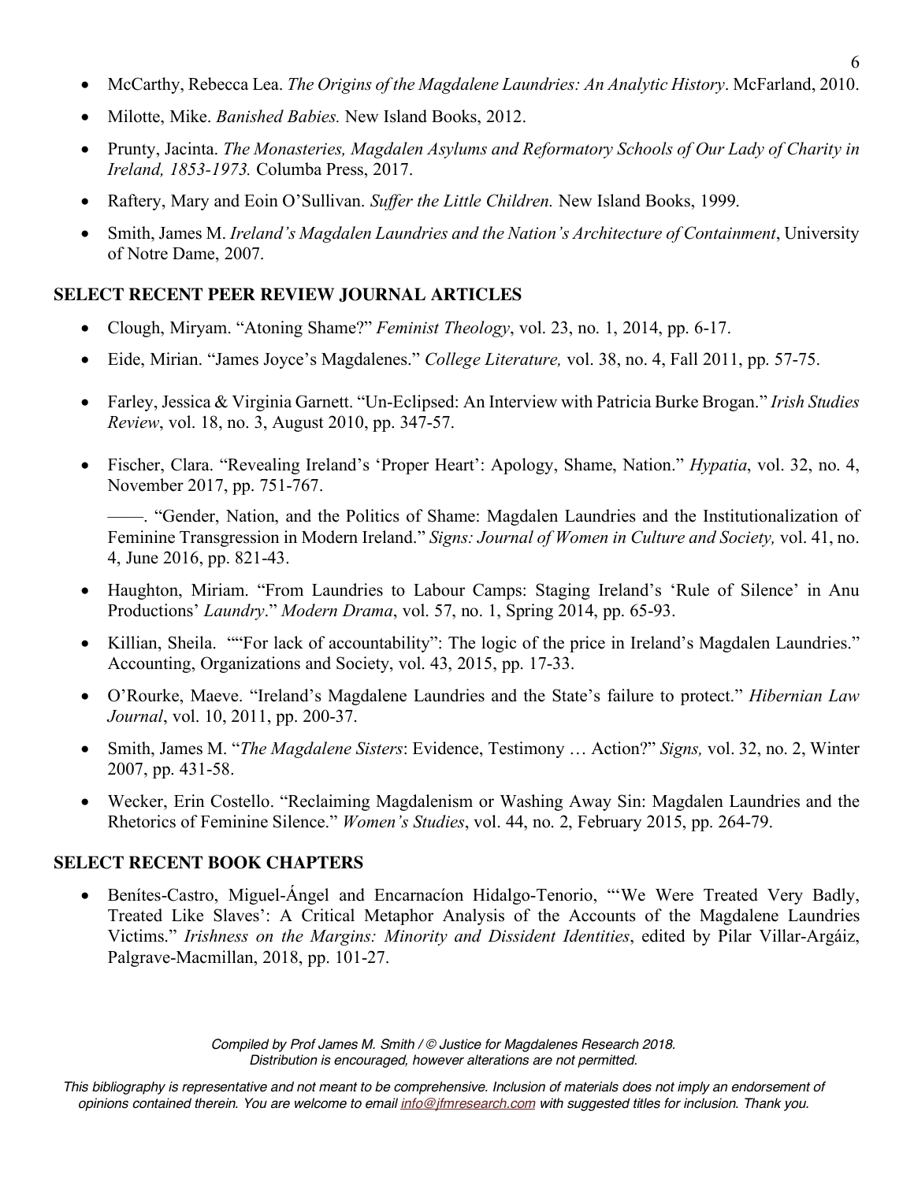- McCarthy, Rebecca Lea. *The Origins of the Magdalene Laundries: An Analytic History*. McFarland, 2010.
- Milotte, Mike. *Banished Babies.* New Island Books, 2012.
- Prunty, Jacinta. *The Monasteries, Magdalen Asylums and Reformatory Schools of Our Lady of Charity in Ireland, 1853-1973.* Columba Press, 2017.
- Raftery, Mary and Eoin O'Sullivan. *Suffer the Little Children.* New Island Books, 1999.
- Smith, James M. *Ireland's Magdalen Laundries and the Nation's Architecture of Containment*, University of Notre Dame, 2007.

## SELECT RECENT PEER REVIEW JOURNAL ARTICLES

- Clough, Miryam. "Atoning Shame?" *Feminist Theology*, vol. 23, no. 1, 2014, pp. 6-17.
- Eide, Mirian. "James Joyce's Magdalenes." *College Literature,* vol. 38, no. 4, Fall 2011, pp. 57-75.
- Farley, Jessica & Virginia Garnett. "Un-Eclipsed: An Interview with Patricia Burke Brogan." *Irish Studies Review*, vol. 18, no. 3, August 2010, pp. 347-57.
- Fischer, Clara. "Revealing Ireland's 'Proper Heart': Apology, Shame, Nation." *Hypatia*, vol. 32, no. 4, November 2017, pp. 751-767.

  ——. "Gender, Nation, and the Politics of Shame: Magdalen Laundries and the Institutionalization of Feminine Transgression in Modern Ireland." *Signs: Journal of Women in Culture and Society,* vol. 41, no. 4, June 2016, pp. 821-43.
- Haughton, Miriam. "From Laundries to Labour Camps: Staging Ireland's 'Rule of Silence' in Anu Productions' *Laundry*." *Modern Drama*, vol. 57, no. 1, Spring 2014, pp. 65-93.
- Killian, Sheila. ""For lack of accountability": The logic of the price in Ireland's Magdalen Laundries." Accounting, Organizations and Society, vol. 43, 2015, pp. 17-33.
- O'Rourke, Maeve. "Ireland's Magdalene Laundries and the State's failure to protect." *Hibernian Law Journal*, vol. 10, 2011, pp. 200-37.
- Smith, James M. "*The Magdalene Sisters*: Evidence, Testimony … Action?" *Signs,* vol. 32, no. 2, Winter 2007, pp. 431-58.
- Wecker, Erin Costello. "Reclaiming Magdalenism or Washing Away Sin: Magdalen Laundries and the Rhetorics of Feminine Silence." *Women's Studies*, vol. 44, no. 2, February 2015, pp. 264-79.

## SELECT RECENT BOOK CHAPTERS

- Benítes-Castro, Miguel-Ángel and Encarnacíon Hidalgo-Tenorio, "'We Were Treated Very Badly, Treated Like Slaves': A Critical Metaphor Analysis of the Accounts of the Magdalene Laundries Victims." *Irishness on the Margins: Minority and Dissident Identities*, edited by Pilar Villar-Argáiz, Palgrave-Macmillan, 2018, pp. 101-27.

*Compiled by Prof James M. Smith / © Justice for Magdalenes Research 2018.*
*Distribution is encouraged, however alterations are not permitted.*

*This bibliography is representative and not meant to be comprehensive. Inclusion of materials does not imply an endorsement of opinions contained therein. You are welcome to email info@jfmresearch.com with suggested titles for inclusion. Thank you.*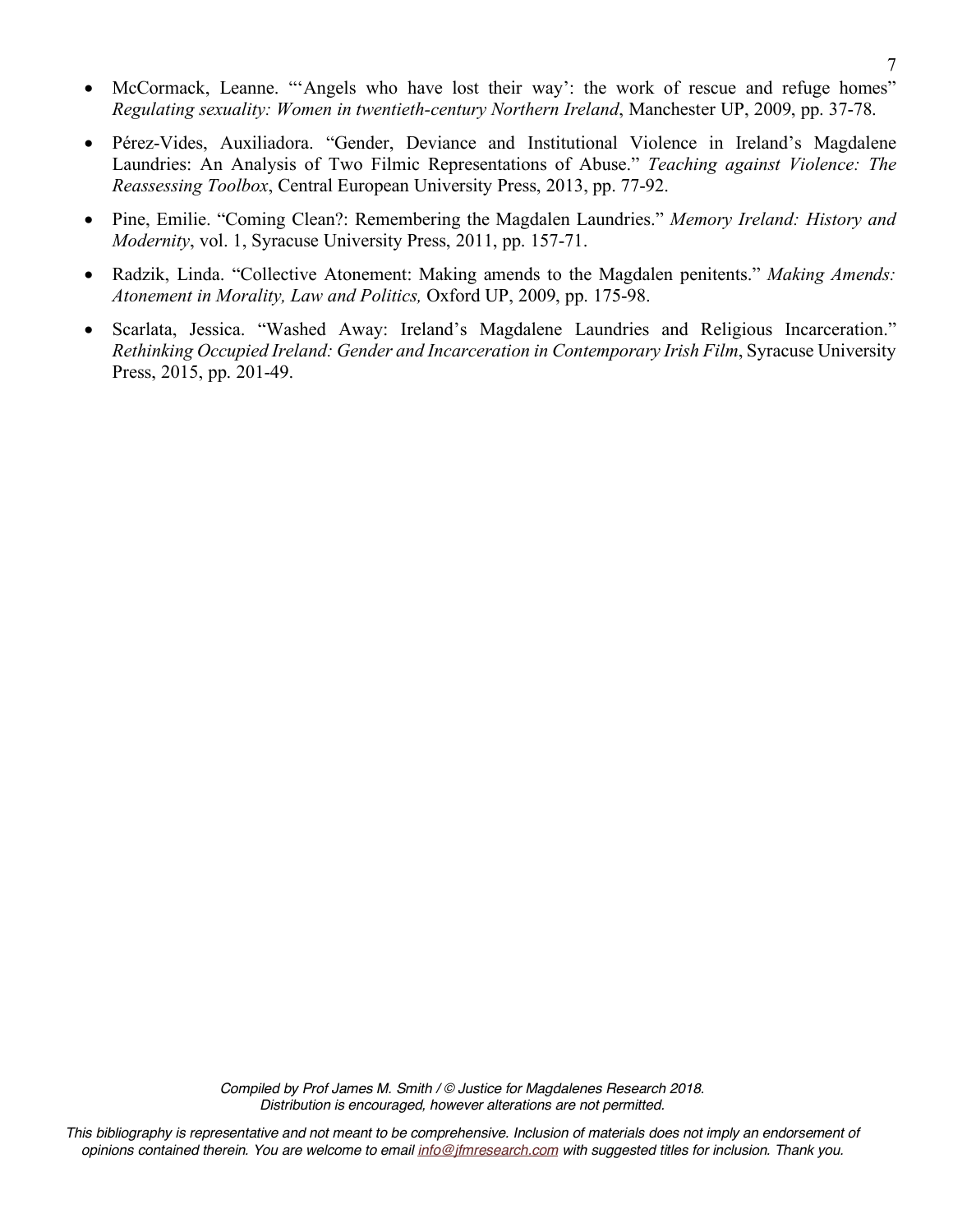- McCormack, Leanne. "'Angels who have lost their way': the work of rescue and refuge homes" *Regulating sexuality: Women in twentieth-century Northern Ireland*, Manchester UP, 2009, pp. 37-78.

- Pérez-Vides, Auxiliadora. "Gender, Deviance and Institutional Violence in Ireland's Magdalene Laundries: An Analysis of Two Filmic Representations of Abuse." *Teaching against Violence: The Reassessing Toolbox*, Central European University Press, 2013, pp. 77-92.

- Pine, Emilie. "Coming Clean?: Remembering the Magdalen Laundries." *Memory Ireland: History and Modernity*, vol. 1, Syracuse University Press, 2011, pp. 157-71.

- Radzik, Linda. "Collective Atonement: Making amends to the Magdalen penitents." *Making Amends: Atonement in Morality, Law and Politics,* Oxford UP, 2009, pp. 175-98.

- Scarlata, Jessica. "Washed Away: Ireland's Magdalene Laundries and Religious Incarceration." *Rethinking Occupied Ireland: Gender and Incarceration in Contemporary Irish Film*, Syracuse University Press, 2015, pp. 201-49.

*Compiled by Prof James M. Smith / © Justice for Magdalenes Research 2018. Distribution is encouraged, however alterations are not permitted.*

*This bibliography is representative and not meant to be comprehensive. Inclusion of materials does not imply an endorsement of opinions contained therein. You are welcome to email info@jfmresearch.com with suggested titles for inclusion. Thank you.*